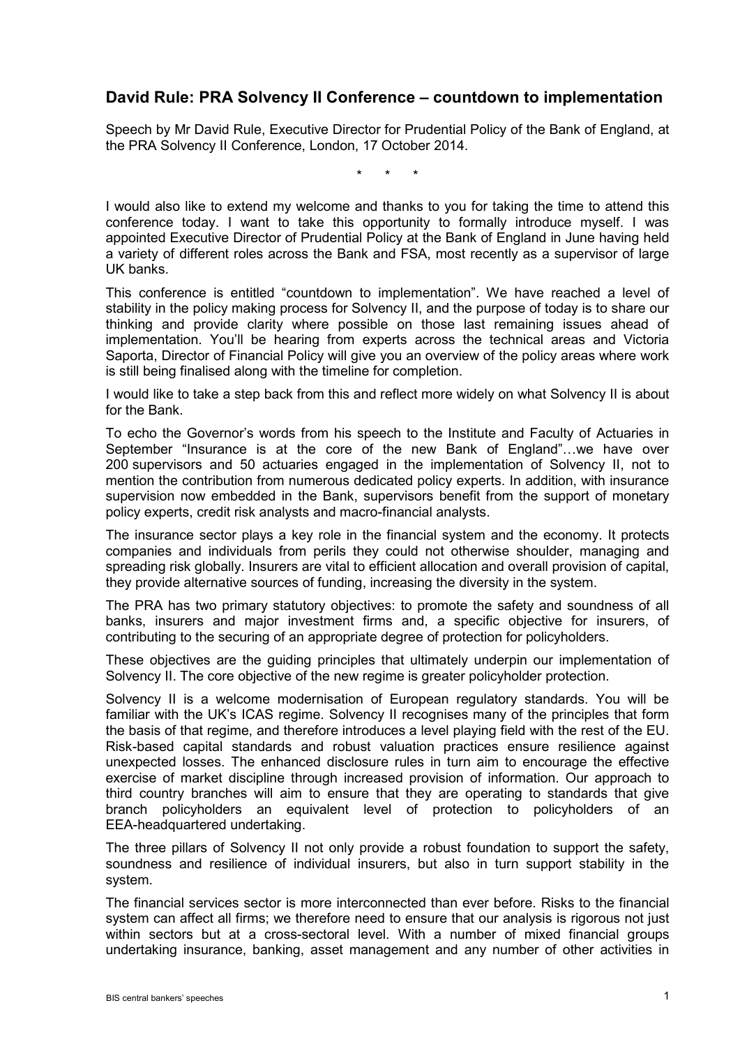## David Rule: PRA Solvency II Conference – countdown to implementation

Speech by Mr David Rule, Executive Director for Prudential Policy of the Bank of England, at the PRA Solvency II Conference, London, 17 October 2014.

\* \* \*

I would also like to extend my welcome and thanks to you for taking the time to attend this conference today. I want to take this opportunity to formally introduce myself. I was appointed Executive Director of Prudential Policy at the Bank of England in June having held a variety of different roles across the Bank and FSA, most recently as a supervisor of large UK banks.

This conference is entitled "countdown to implementation". We have reached a level of stability in the policy making process for Solvency II, and the purpose of today is to share our thinking and provide clarity where possible on those last remaining issues ahead of implementation. You'll be hearing from experts across the technical areas and Victoria Saporta, Director of Financial Policy will give you an overview of the policy areas where work is still being finalised along with the timeline for completion.

I would like to take a step back from this and reflect more widely on what Solvency II is about for the Bank.

To echo the Governor's words from his speech to the Institute and Faculty of Actuaries in September "Insurance is at the core of the new Bank of England"…we have over 200 supervisors and 50 actuaries engaged in the implementation of Solvency II, not to mention the contribution from numerous dedicated policy experts. In addition, with insurance supervision now embedded in the Bank, supervisors benefit from the support of monetary policy experts, credit risk analysts and macro-financial analysts.

The insurance sector plays a key role in the financial system and the economy. It protects companies and individuals from perils they could not otherwise shoulder, managing and spreading risk globally. Insurers are vital to efficient allocation and overall provision of capital, they provide alternative sources of funding, increasing the diversity in the system.

The PRA has two primary statutory objectives: to promote the safety and soundness of all banks, insurers and major investment firms and, a specific objective for insurers, of contributing to the securing of an appropriate degree of protection for policyholders.

These objectives are the guiding principles that ultimately underpin our implementation of Solvency II. The core objective of the new regime is greater policyholder protection.

Solvency II is a welcome modernisation of European regulatory standards. You will be familiar with the UK's ICAS regime. Solvency II recognises many of the principles that form the basis of that regime, and therefore introduces a level playing field with the rest of the EU. Risk-based capital standards and robust valuation practices ensure resilience against unexpected losses. The enhanced disclosure rules in turn aim to encourage the effective exercise of market discipline through increased provision of information. Our approach to third country branches will aim to ensure that they are operating to standards that give branch policyholders an equivalent level of protection to policyholders of an EEA-headquartered undertaking.

The three pillars of Solvency II not only provide a robust foundation to support the safety, soundness and resilience of individual insurers, but also in turn support stability in the system.

The financial services sector is more interconnected than ever before. Risks to the financial system can affect all firms; we therefore need to ensure that our analysis is rigorous not just within sectors but at a cross-sectoral level. With a number of mixed financial groups undertaking insurance, banking, asset management and any number of other activities in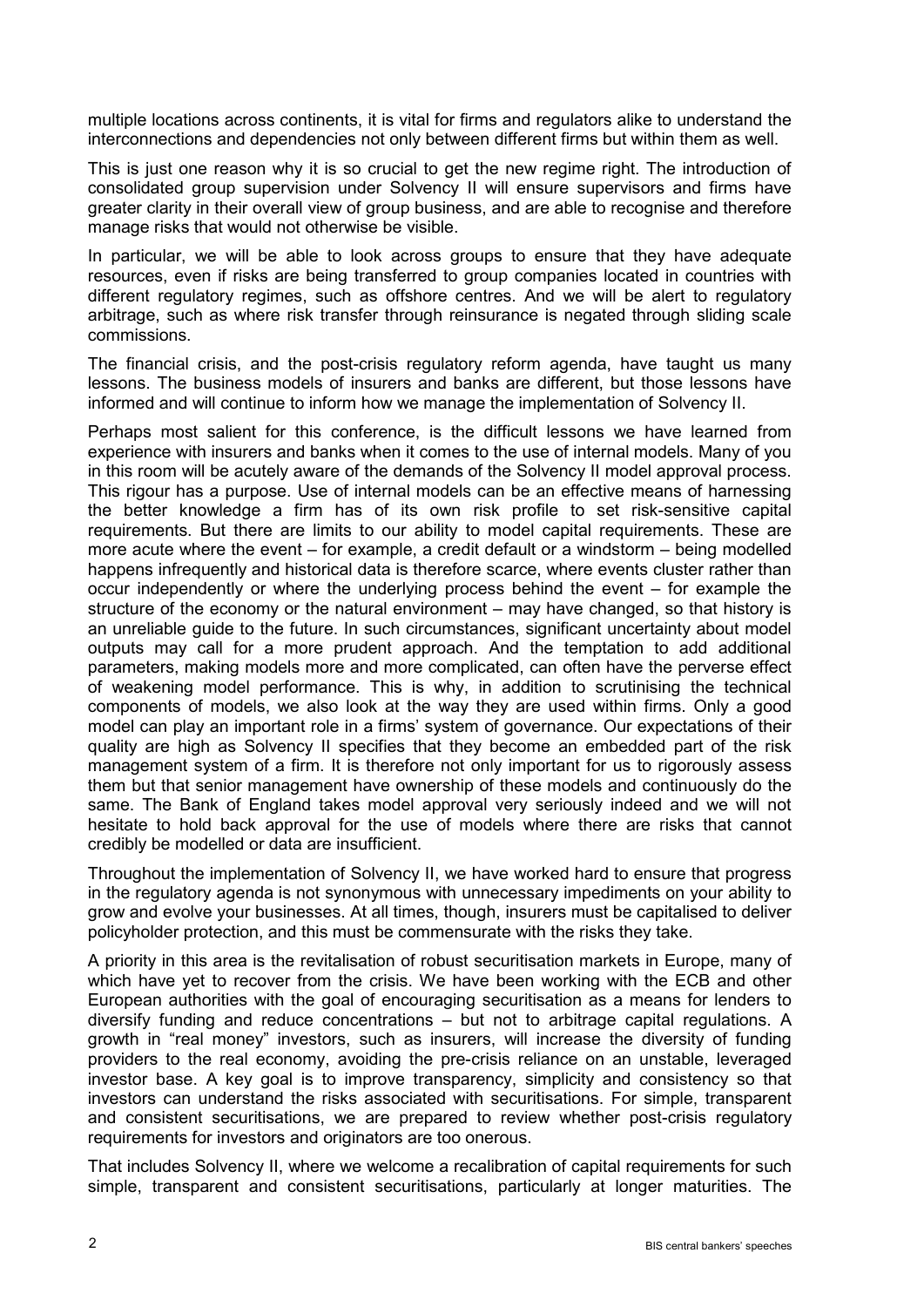multiple locations across continents, it is vital for firms and regulators alike to understand the interconnections and dependencies not only between different firms but within them as well.

This is just one reason why it is so crucial to get the new regime right. The introduction of consolidated group supervision under Solvency II will ensure supervisors and firms have greater clarity in their overall view of group business, and are able to recognise and therefore manage risks that would not otherwise be visible.

In particular, we will be able to look across groups to ensure that they have adequate resources, even if risks are being transferred to group companies located in countries with different regulatory regimes, such as offshore centres. And we will be alert to regulatory arbitrage, such as where risk transfer through reinsurance is negated through sliding scale commissions.

The financial crisis, and the post-crisis regulatory reform agenda, have taught us many lessons. The business models of insurers and banks are different, but those lessons have informed and will continue to inform how we manage the implementation of Solvency II.

Perhaps most salient for this conference, is the difficult lessons we have learned from experience with insurers and banks when it comes to the use of internal models. Many of you in this room will be acutely aware of the demands of the Solvency II model approval process. This rigour has a purpose. Use of internal models can be an effective means of harnessing the better knowledge a firm has of its own risk profile to set risk-sensitive capital requirements. But there are limits to our ability to model capital requirements. These are more acute where the event – for example, a credit default or a windstorm – being modelled happens infrequently and historical data is therefore scarce, where events cluster rather than occur independently or where the underlying process behind the event – for example the structure of the economy or the natural environment – may have changed, so that history is an unreliable guide to the future. In such circumstances, significant uncertainty about model outputs may call for a more prudent approach. And the temptation to add additional parameters, making models more and more complicated, can often have the perverse effect of weakening model performance. This is why, in addition to scrutinising the technical components of models, we also look at the way they are used within firms. Only a good model can play an important role in a firms' system of governance. Our expectations of their quality are high as Solvency II specifies that they become an embedded part of the risk management system of a firm. It is therefore not only important for us to rigorously assess them but that senior management have ownership of these models and continuously do the same. The Bank of England takes model approval very seriously indeed and we will not hesitate to hold back approval for the use of models where there are risks that cannot credibly be modelled or data are insufficient.

Throughout the implementation of Solvency II, we have worked hard to ensure that progress in the regulatory agenda is not synonymous with unnecessary impediments on your ability to grow and evolve your businesses. At all times, though, insurers must be capitalised to deliver policyholder protection, and this must be commensurate with the risks they take.

A priority in this area is the revitalisation of robust securitisation markets in Europe, many of which have yet to recover from the crisis. We have been working with the ECB and other European authorities with the goal of encouraging securitisation as a means for lenders to diversify funding and reduce concentrations – but not to arbitrage capital regulations. A growth in "real money" investors, such as insurers, will increase the diversity of funding providers to the real economy, avoiding the pre-crisis reliance on an unstable, leveraged investor base. A key goal is to improve transparency, simplicity and consistency so that investors can understand the risks associated with securitisations. For simple, transparent and consistent securitisations, we are prepared to review whether post-crisis regulatory requirements for investors and originators are too onerous.

That includes Solvency II, where we welcome a recalibration of capital requirements for such simple, transparent and consistent securitisations, particularly at longer maturities. The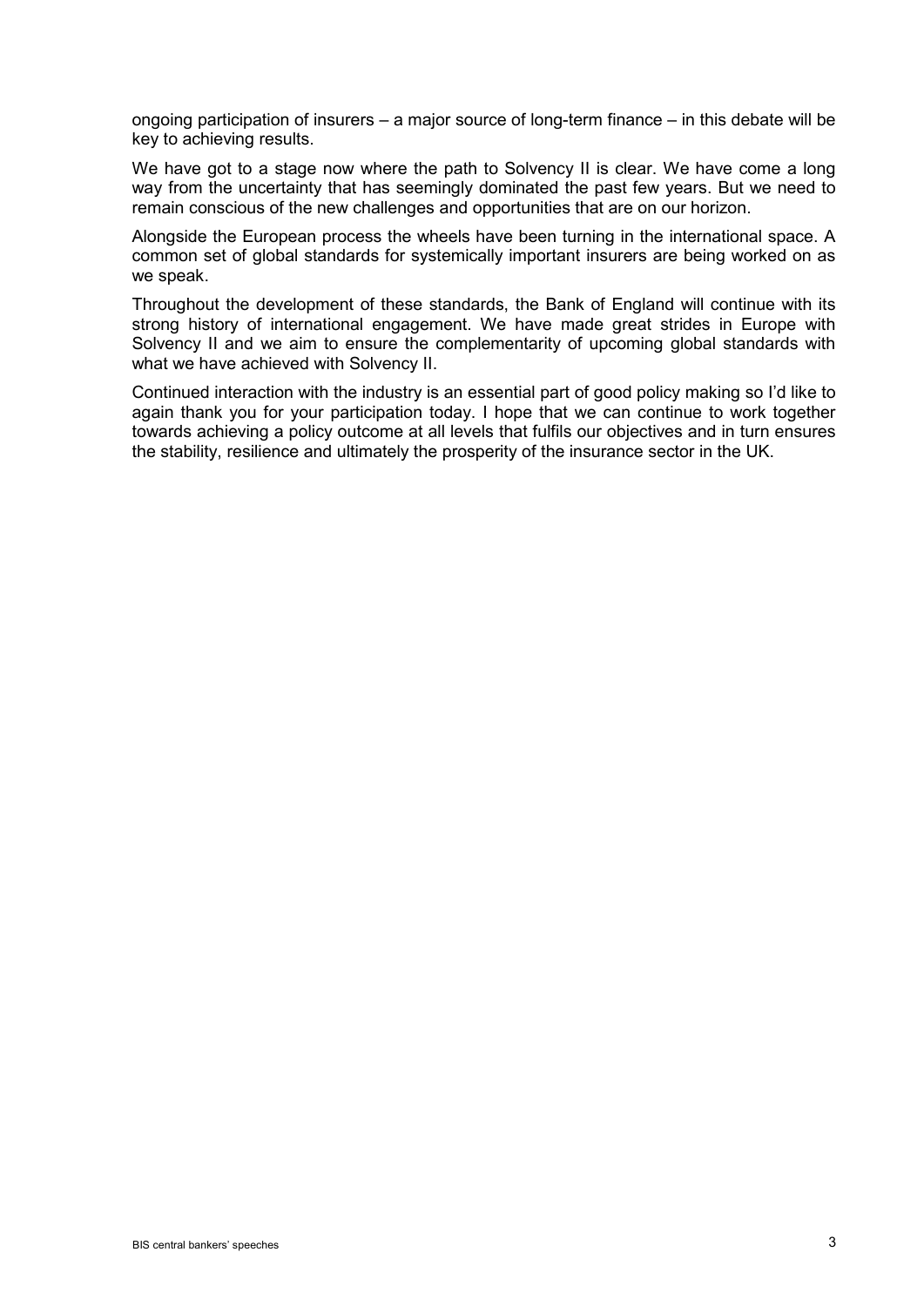ongoing participation of insurers – a major source of long-term finance – in this debate will be key to achieving results.

We have got to a stage now where the path to Solvency II is clear. We have come a long way from the uncertainty that has seemingly dominated the past few years. But we need to remain conscious of the new challenges and opportunities that are on our horizon.

Alongside the European process the wheels have been turning in the international space. A common set of global standards for systemically important insurers are being worked on as we speak.

Throughout the development of these standards, the Bank of England will continue with its strong history of international engagement. We have made great strides in Europe with Solvency II and we aim to ensure the complementarity of upcoming global standards with what we have achieved with Solvency II.

Continued interaction with the industry is an essential part of good policy making so I'd like to again thank you for your participation today. I hope that we can continue to work together towards achieving a policy outcome at all levels that fulfils our objectives and in turn ensures the stability, resilience and ultimately the prosperity of the insurance sector in the UK.